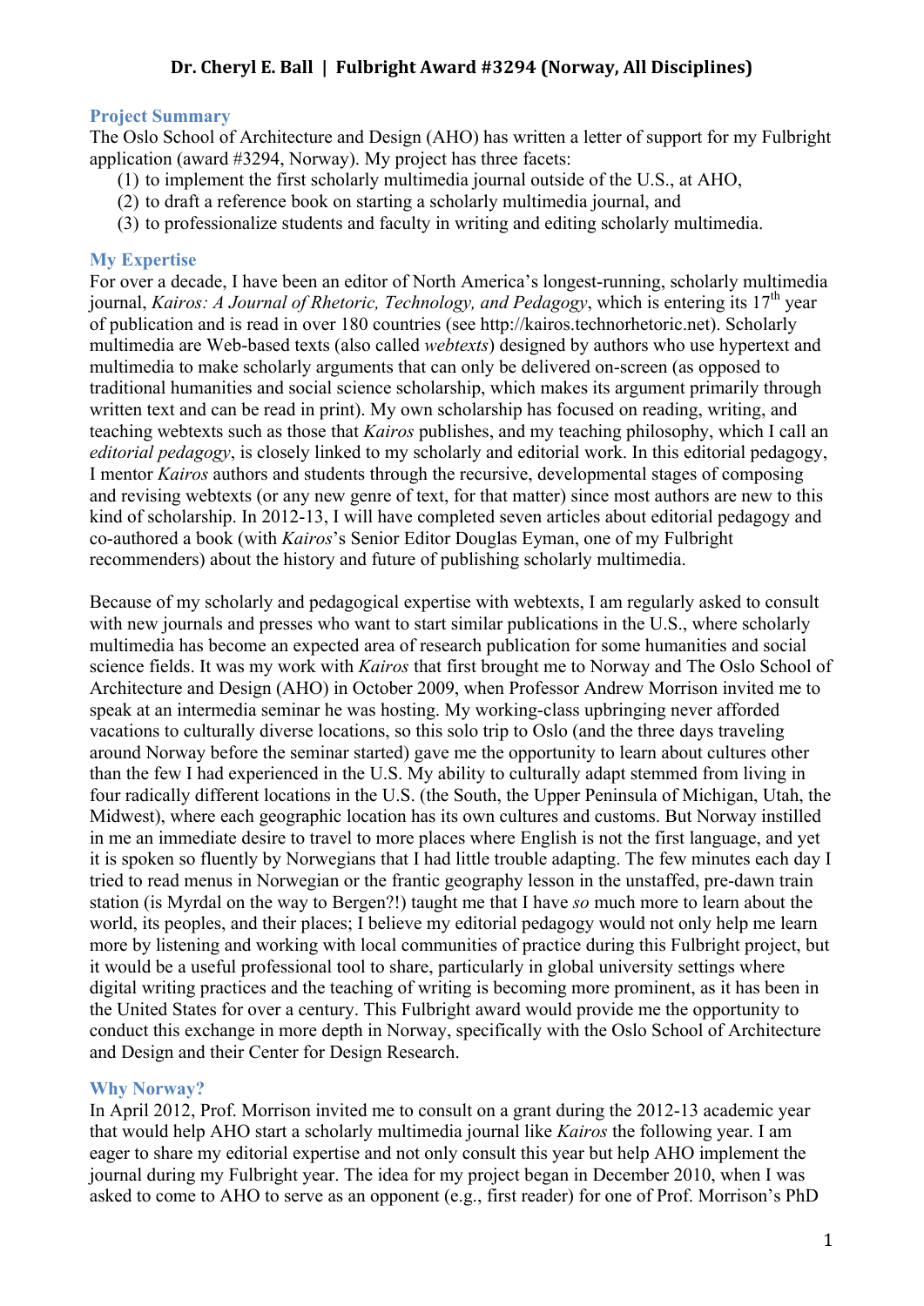# Dr. Cheryl E. Ball | Fulbright Award #3294 (Norway, All Disciplines)

## Project Summary

The Oslo School of Architecture and Design (AHO) has written a letter of support for my Fulbright application (award #3294, Norway). My project has three facets:

1. to implement the first scholarly multimedia journal outside of the U.S., at AHO,
2. to draft a reference book on starting a scholarly multimedia journal, and
3. to professionalize students and faculty in writing and editing scholarly multimedia.

## My Expertise

For over a decade, I have been an editor of North America's longest-running, scholarly multimedia journal, *Kairos: A Journal of Rhetoric, Technology, and Pedagogy*, which is entering its 17th year of publication and is read in over 180 countries (see http://kairos.technorhetoric.net). Scholarly multimedia are Web-based texts (also called *webtexts*) designed by authors who use hypertext and multimedia to make scholarly arguments that can only be delivered on-screen (as opposed to traditional humanities and social science scholarship, which makes its argument primarily through written text and can be read in print). My own scholarship has focused on reading, writing, and teaching webtexts such as those that *Kairos* publishes, and my teaching philosophy, which I call an *editorial pedagogy*, is closely linked to my scholarly and editorial work. In this editorial pedagogy, I mentor *Kairos* authors and students through the recursive, developmental stages of composing and revising webtexts (or any new genre of text, for that matter) since most authors are new to this kind of scholarship. In 2012-13, I will have completed seven articles about editorial pedagogy and co-authored a book (with *Kairos*'s Senior Editor Douglas Eyman, one of my Fulbright recommenders) about the history and future of publishing scholarly multimedia.

Because of my scholarly and pedagogical expertise with webtexts, I am regularly asked to consult with new journals and presses who want to start similar publications in the U.S., where scholarly multimedia has become an expected area of research publication for some humanities and social science fields. It was my work with *Kairos* that first brought me to Norway and The Oslo School of Architecture and Design (AHO) in October 2009, when Professor Andrew Morrison invited me to speak at an intermedia seminar he was hosting. My working-class upbringing never afforded vacations to culturally diverse locations, so this solo trip to Oslo (and the three days traveling around Norway before the seminar started) gave me the opportunity to learn about cultures other than the few I had experienced in the U.S. My ability to culturally adapt stemmed from living in four radically different locations in the U.S. (the South, the Upper Peninsula of Michigan, Utah, the Midwest), where each geographic location has its own cultures and customs. But Norway instilled in me an immediate desire to travel to more places where English is not the first language, and yet it is spoken so fluently by Norwegians that I had little trouble adapting. The few minutes each day I tried to read menus in Norwegian or the frantic geography lesson in the unstaffed, pre-dawn train station (is Myrdal on the way to Bergen?!) taught me that I have *so* much more to learn about the world, its peoples, and their places; I believe my editorial pedagogy would not only help me learn more by listening and working with local communities of practice during this Fulbright project, but it would be a useful professional tool to share, particularly in global university settings where digital writing practices and the teaching of writing is becoming more prominent, as it has been in the United States for over a century. This Fulbright award would provide me the opportunity to conduct this exchange in more depth in Norway, specifically with the Oslo School of Architecture and Design and their Center for Design Research.

## Why Norway?

In April 2012, Prof. Morrison invited me to consult on a grant during the 2012-13 academic year that would help AHO start a scholarly multimedia journal like *Kairos* the following year. I am eager to share my editorial expertise and not only consult this year but help AHO implement the journal during my Fulbright year. The idea for my project began in December 2010, when I was asked to come to AHO to serve as an opponent (e.g., first reader) for one of Prof. Morrison's PhD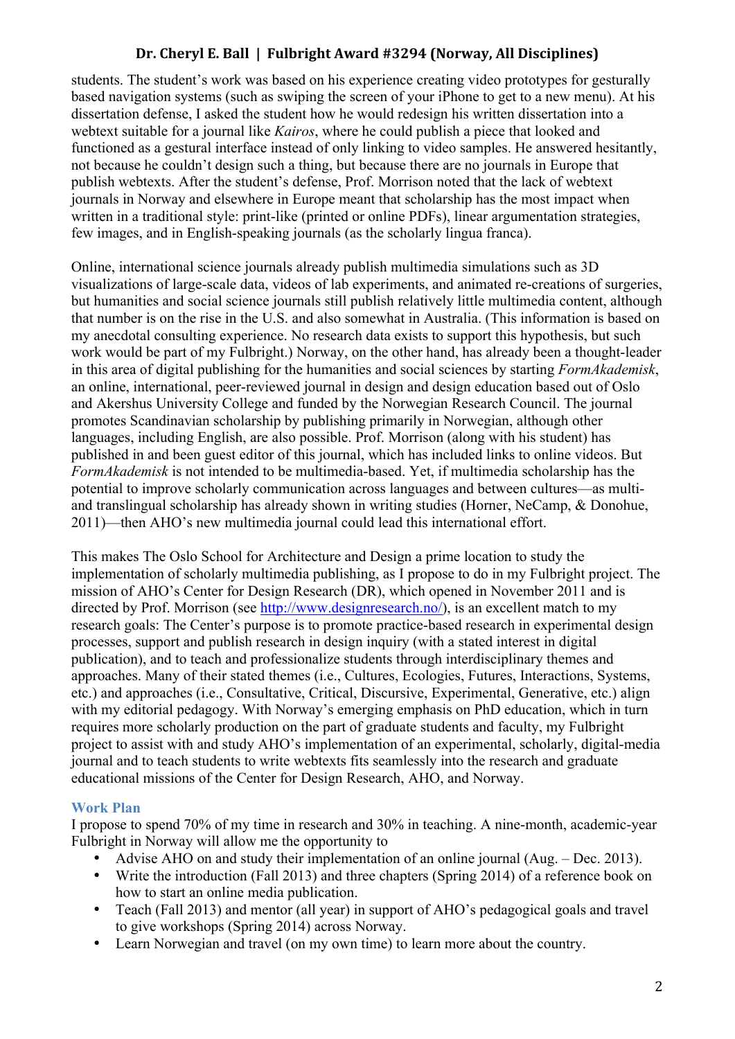students. The student's work was based on his experience creating video prototypes for gesturally based navigation systems (such as swiping the screen of your iPhone to get to a new menu). At his dissertation defense, I asked the student how he would redesign his written dissertation into a webtext suitable for a journal like *Kairos*, where he could publish a piece that looked and functioned as a gestural interface instead of only linking to video samples. He answered hesitantly, not because he couldn't design such a thing, but because there are no journals in Europe that publish webtexts. After the student's defense, Prof. Morrison noted that the lack of webtext journals in Norway and elsewhere in Europe meant that scholarship has the most impact when written in a traditional style: print-like (printed or online PDFs), linear argumentation strategies, few images, and in English-speaking journals (as the scholarly lingua franca).

Online, international science journals already publish multimedia simulations such as 3D visualizations of large-scale data, videos of lab experiments, and animated re-creations of surgeries, but humanities and social science journals still publish relatively little multimedia content, although that number is on the rise in the U.S. and also somewhat in Australia. (This information is based on my anecdotal consulting experience. No research data exists to support this hypothesis, but such work would be part of my Fulbright.) Norway, on the other hand, has already been a thought-leader in this area of digital publishing for the humanities and social sciences by starting *FormAkademisk*, an online, international, peer-reviewed journal in design and design education based out of Oslo and Akershus University College and funded by the Norwegian Research Council. The journal promotes Scandinavian scholarship by publishing primarily in Norwegian, although other languages, including English, are also possible. Prof. Morrison (along with his student) has published in and been guest editor of this journal, which has included links to online videos. But *FormAkademisk* is not intended to be multimedia-based. Yet, if multimedia scholarship has the potential to improve scholarly communication across languages and between cultures—as multi- and translingual scholarship has already shown in writing studies (Horner, NeCamp, & Donohue, 2011)—then AHO's new multimedia journal could lead this international effort.

This makes The Oslo School for Architecture and Design a prime location to study the implementation of scholarly multimedia publishing, as I propose to do in my Fulbright project. The mission of AHO's Center for Design Research (DR), which opened in November 2011 and is directed by Prof. Morrison (see http://www.designresearch.no/), is an excellent match to my research goals: The Center's purpose is to promote practice-based research in experimental design processes, support and publish research in design inquiry (with a stated interest in digital publication), and to teach and professionalize students through interdisciplinary themes and approaches. Many of their stated themes (i.e., Cultures, Ecologies, Futures, Interactions, Systems, etc.) and approaches (i.e., Consultative, Critical, Discursive, Experimental, Generative, etc.) align with my editorial pedagogy. With Norway's emerging emphasis on PhD education, which in turn requires more scholarly production on the part of graduate students and faculty, my Fulbright project to assist with and study AHO's implementation of an experimental, scholarly, digital-media journal and to teach students to write webtexts fits seamlessly into the research and graduate educational missions of the Center for Design Research, AHO, and Norway.

## Work Plan

I propose to spend 70% of my time in research and 30% in teaching. A nine-month, academic-year Fulbright in Norway will allow me the opportunity to

- Advise AHO on and study their implementation of an online journal (Aug. – Dec. 2013).
- Write the introduction (Fall 2013) and three chapters (Spring 2014) of a reference book on how to start an online media publication.
- Teach (Fall 2013) and mentor (all year) in support of AHO's pedagogical goals and travel to give workshops (Spring 2014) across Norway.
- Learn Norwegian and travel (on my own time) to learn more about the country.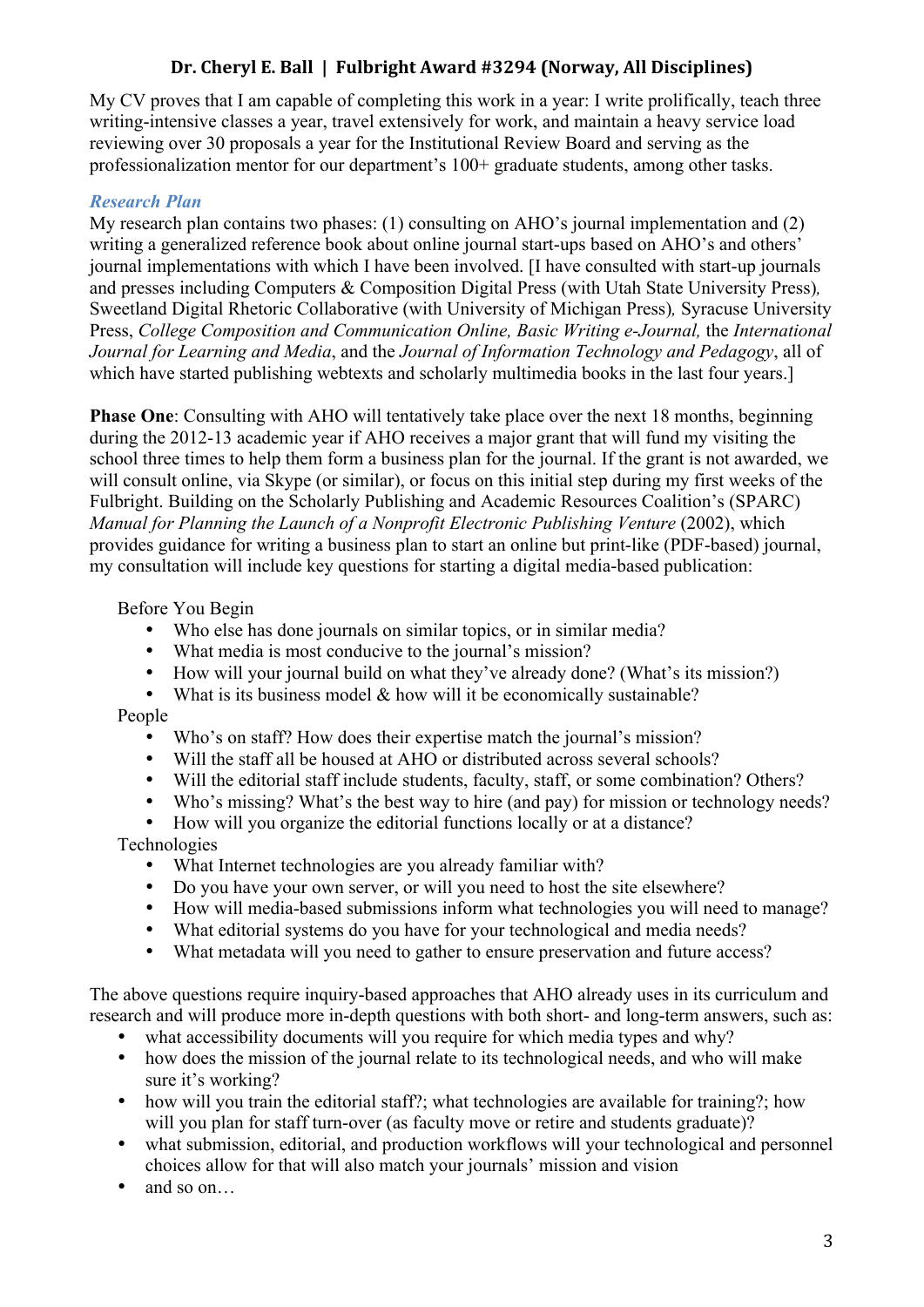My CV proves that I am capable of completing this work in a year: I write prolifically, teach three writing-intensive classes a year, travel extensively for work, and maintain a heavy service load reviewing over 30 proposals a year for the Institutional Review Board and serving as the professionalization mentor for our department's 100+ graduate students, among other tasks.

### *Research Plan*

My research plan contains two phases: (1) consulting on AHO's journal implementation and (2) writing a generalized reference book about online journal start-ups based on AHO's and others' journal implementations with which I have been involved. [I have consulted with start-up journals and presses including Computers & Composition Digital Press (with Utah State University Press), Sweetland Digital Rhetoric Collaborative (with University of Michigan Press), Syracuse University Press, *College Composition and Communication Online, Basic Writing e-Journal,* the *International Journal for Learning and Media*, and the *Journal of Information Technology and Pedagogy*, all of which have started publishing webtexts and scholarly multimedia books in the last four years.]

**Phase One**: Consulting with AHO will tentatively take place over the next 18 months, beginning during the 2012-13 academic year if AHO receives a major grant that will fund my visiting the school three times to help them form a business plan for the journal. If the grant is not awarded, we will consult online, via Skype (or similar), or focus on this initial step during my first weeks of the Fulbright. Building on the Scholarly Publishing and Academic Resources Coalition's (SPARC) *Manual for Planning the Launch of a Nonprofit Electronic Publishing Venture* (2002), which provides guidance for writing a business plan to start an online but print-like (PDF-based) journal, my consultation will include key questions for starting a digital media-based publication:

Before You Begin

- Who else has done journals on similar topics, or in similar media?
- What media is most conducive to the journal's mission?
- How will your journal build on what they've already done? (What's its mission?)
- What is its business model & how will it be economically sustainable?

People

- Who's on staff? How does their expertise match the journal's mission?
- Will the staff all be housed at AHO or distributed across several schools?
- Will the editorial staff include students, faculty, staff, or some combination? Others?
- Who's missing? What's the best way to hire (and pay) for mission or technology needs?
- How will you organize the editorial functions locally or at a distance?

Technologies

- What Internet technologies are you already familiar with?
- Do you have your own server, or will you need to host the site elsewhere?
- How will media-based submissions inform what technologies you will need to manage?
- What editorial systems do you have for your technological and media needs?
- What metadata will you need to gather to ensure preservation and future access?

The above questions require inquiry-based approaches that AHO already uses in its curriculum and research and will produce more in-depth questions with both short- and long-term answers, such as:

- what accessibility documents will you require for which media types and why?
- how does the mission of the journal relate to its technological needs, and who will make sure it's working?
- how will you train the editorial staff?; what technologies are available for training?; how will you plan for staff turn-over (as faculty move or retire and students graduate)?
- what submission, editorial, and production workflows will your technological and personnel choices allow for that will also match your journals' mission and vision
- and so on…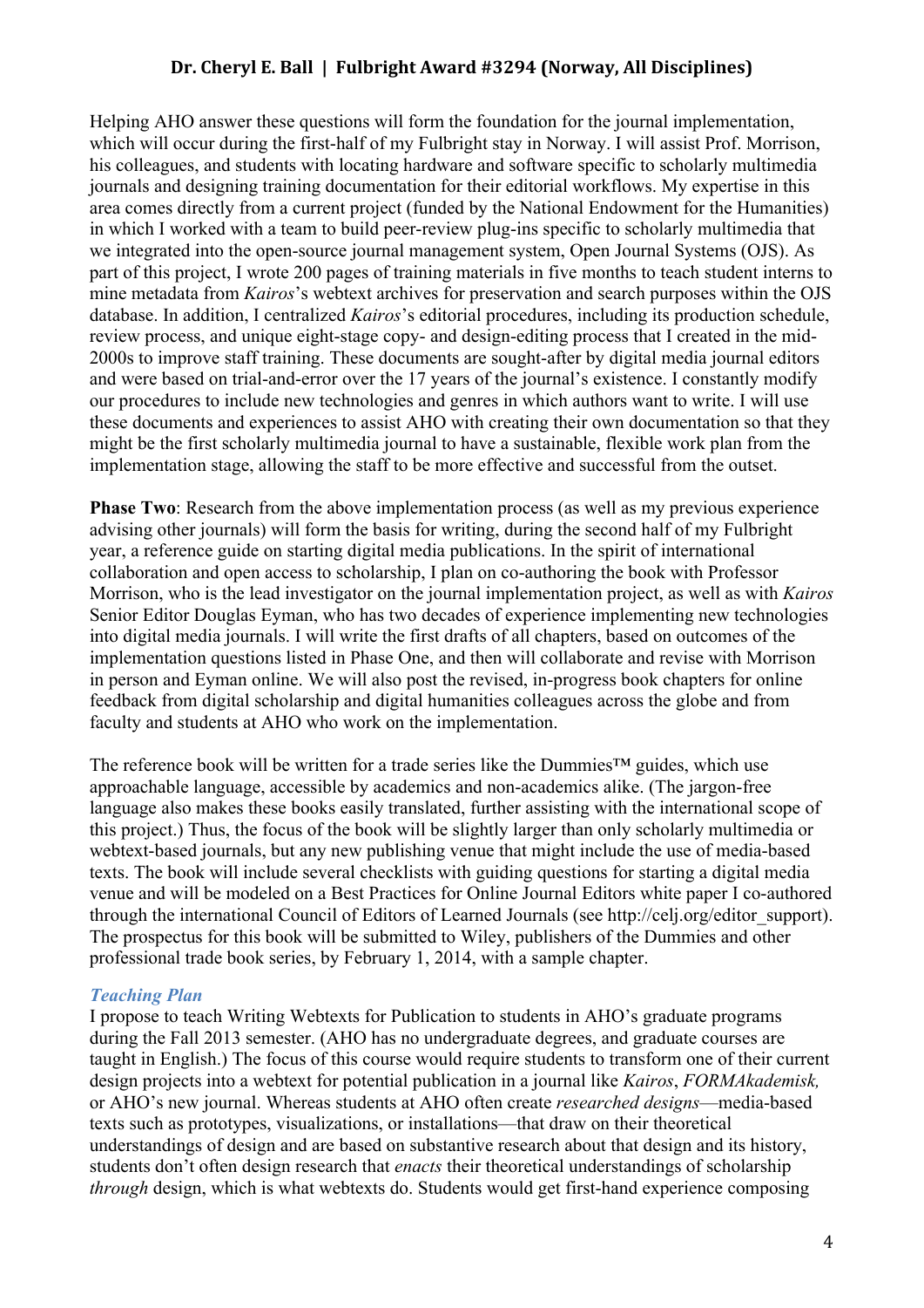Helping AHO answer these questions will form the foundation for the journal implementation, which will occur during the first-half of my Fulbright stay in Norway. I will assist Prof. Morrison, his colleagues, and students with locating hardware and software specific to scholarly multimedia journals and designing training documentation for their editorial workflows. My expertise in this area comes directly from a current project (funded by the National Endowment for the Humanities) in which I worked with a team to build peer-review plug-ins specific to scholarly multimedia that we integrated into the open-source journal management system, Open Journal Systems (OJS). As part of this project, I wrote 200 pages of training materials in five months to teach student interns to mine metadata from *Kairos*'s webtext archives for preservation and search purposes within the OJS database. In addition, I centralized *Kairos*'s editorial procedures, including its production schedule, review process, and unique eight-stage copy- and design-editing process that I created in the mid-2000s to improve staff training. These documents are sought-after by digital media journal editors and were based on trial-and-error over the 17 years of the journal's existence. I constantly modify our procedures to include new technologies and genres in which authors want to write. I will use these documents and experiences to assist AHO with creating their own documentation so that they might be the first scholarly multimedia journal to have a sustainable, flexible work plan from the implementation stage, allowing the staff to be more effective and successful from the outset.

**Phase Two**: Research from the above implementation process (as well as my previous experience advising other journals) will form the basis for writing, during the second half of my Fulbright year, a reference guide on starting digital media publications. In the spirit of international collaboration and open access to scholarship, I plan on co-authoring the book with Professor Morrison, who is the lead investigator on the journal implementation project, as well as with *Kairos* Senior Editor Douglas Eyman, who has two decades of experience implementing new technologies into digital media journals. I will write the first drafts of all chapters, based on outcomes of the implementation questions listed in Phase One, and then will collaborate and revise with Morrison in person and Eyman online. We will also post the revised, in-progress book chapters for online feedback from digital scholarship and digital humanities colleagues across the globe and from faculty and students at AHO who work on the implementation.

The reference book will be written for a trade series like the Dummies™ guides, which use approachable language, accessible by academics and non-academics alike. (The jargon-free language also makes these books easily translated, further assisting with the international scope of this project.) Thus, the focus of the book will be slightly larger than only scholarly multimedia or webtext-based journals, but any new publishing venue that might include the use of media-based texts. The book will include several checklists with guiding questions for starting a digital media venue and will be modeled on a Best Practices for Online Journal Editors white paper I co-authored through the international Council of Editors of Learned Journals (see http://celj.org/editor_support). The prospectus for this book will be submitted to Wiley, publishers of the Dummies and other professional trade book series, by February 1, 2014, with a sample chapter.

### *Teaching Plan*

I propose to teach Writing Webtexts for Publication to students in AHO's graduate programs during the Fall 2013 semester. (AHO has no undergraduate degrees, and graduate courses are taught in English.) The focus of this course would require students to transform one of their current design projects into a webtext for potential publication in a journal like *Kairos*, *FORMAkademisk,* or AHO's new journal. Whereas students at AHO often create *researched designs*—media-based texts such as prototypes, visualizations, or installations—that draw on their theoretical understandings of design and are based on substantive research about that design and its history, students don't often design research that *enacts* their theoretical understandings of scholarship *through* design, which is what webtexts do. Students would get first-hand experience composing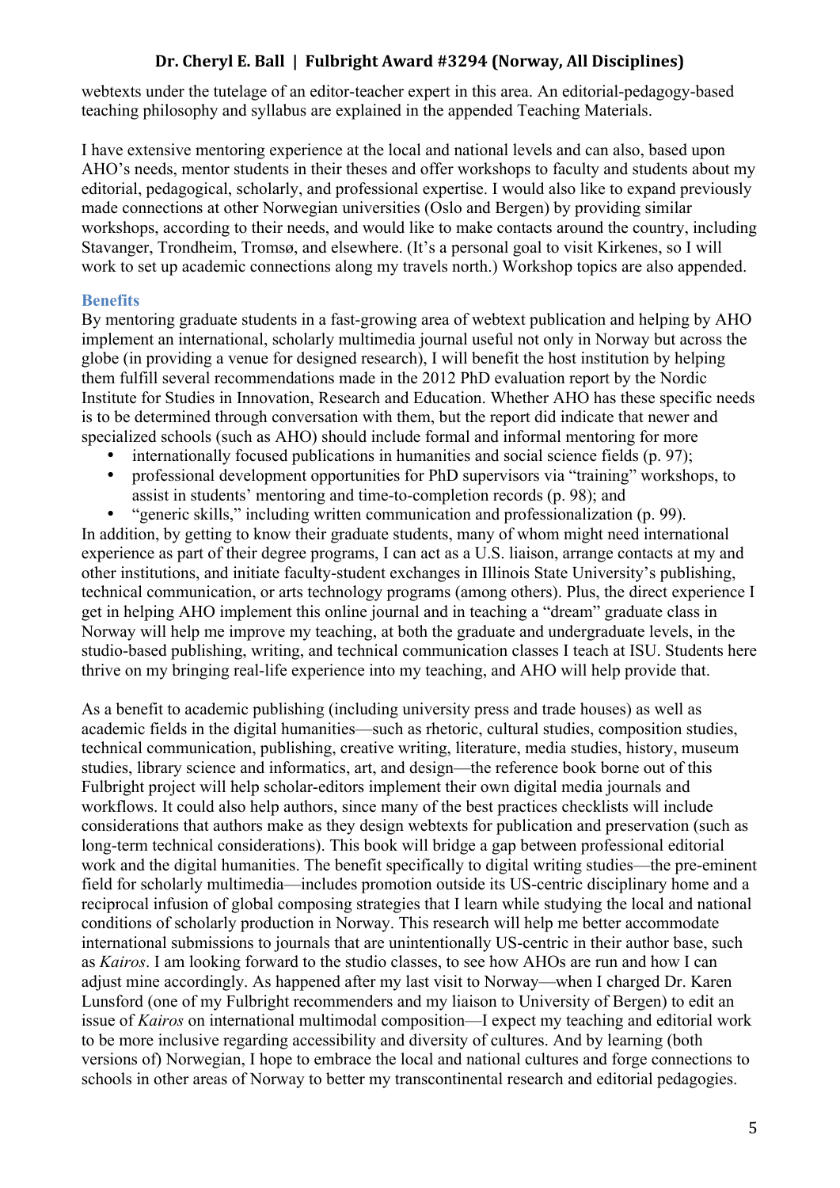webtexts under the tutelage of an editor-teacher expert in this area. An editorial-pedagogy-based teaching philosophy and syllabus are explained in the appended Teaching Materials.

I have extensive mentoring experience at the local and national levels and can also, based upon AHO's needs, mentor students in their theses and offer workshops to faculty and students about my editorial, pedagogical, scholarly, and professional expertise. I would also like to expand previously made connections at other Norwegian universities (Oslo and Bergen) by providing similar workshops, according to their needs, and would like to make contacts around the country, including Stavanger, Trondheim, Tromsø, and elsewhere. (It's a personal goal to visit Kirkenes, so I will work to set up academic connections along my travels north.) Workshop topics are also appended.

### Benefits

By mentoring graduate students in a fast-growing area of webtext publication and helping by AHO implement an international, scholarly multimedia journal useful not only in Norway but across the globe (in providing a venue for designed research), I will benefit the host institution by helping them fulfill several recommendations made in the 2012 PhD evaluation report by the Nordic Institute for Studies in Innovation, Research and Education. Whether AHO has these specific needs is to be determined through conversation with them, but the report did indicate that newer and specialized schools (such as AHO) should include formal and informal mentoring for more

- internationally focused publications in humanities and social science fields (p. 97);
- professional development opportunities for PhD supervisors via "training" workshops, to assist in students' mentoring and time-to-completion records (p. 98); and
- "generic skills," including written communication and professionalization (p. 99).

In addition, by getting to know their graduate students, many of whom might need international experience as part of their degree programs, I can act as a U.S. liaison, arrange contacts at my and other institutions, and initiate faculty-student exchanges in Illinois State University's publishing, technical communication, or arts technology programs (among others). Plus, the direct experience I get in helping AHO implement this online journal and in teaching a "dream" graduate class in Norway will help me improve my teaching, at both the graduate and undergraduate levels, in the studio-based publishing, writing, and technical communication classes I teach at ISU. Students here thrive on my bringing real-life experience into my teaching, and AHO will help provide that.

As a benefit to academic publishing (including university press and trade houses) as well as academic fields in the digital humanities—such as rhetoric, cultural studies, composition studies, technical communication, publishing, creative writing, literature, media studies, history, museum studies, library science and informatics, art, and design—the reference book borne out of this Fulbright project will help scholar-editors implement their own digital media journals and workflows. It could also help authors, since many of the best practices checklists will include considerations that authors make as they design webtexts for publication and preservation (such as long-term technical considerations). This book will bridge a gap between professional editorial work and the digital humanities. The benefit specifically to digital writing studies—the pre-eminent field for scholarly multimedia—includes promotion outside its US-centric disciplinary home and a reciprocal infusion of global composing strategies that I learn while studying the local and national conditions of scholarly production in Norway. This research will help me better accommodate international submissions to journals that are unintentionally US-centric in their author base, such as *Kairos*. I am looking forward to the studio classes, to see how AHOs are run and how I can adjust mine accordingly. As happened after my last visit to Norway—when I charged Dr. Karen Lunsford (one of my Fulbright recommenders and my liaison to University of Bergen) to edit an issue of *Kairos* on international multimodal composition—I expect my teaching and editorial work to be more inclusive regarding accessibility and diversity of cultures. And by learning (both versions of) Norwegian, I hope to embrace the local and national cultures and forge connections to schools in other areas of Norway to better my transcontinental research and editorial pedagogies.